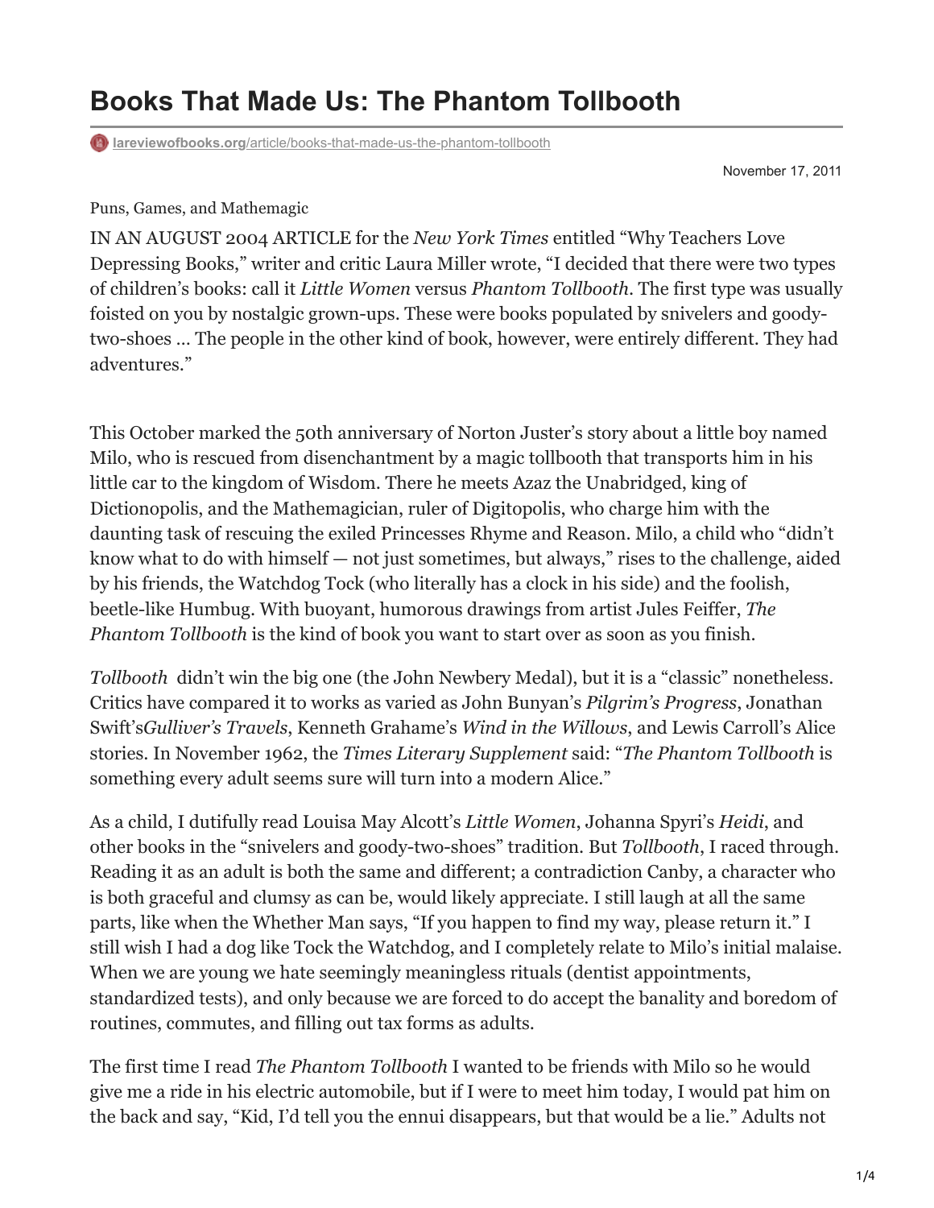# Books That Made Us: The Phantom Tollbooth

lareviewofbooks.org/article/books-that-made-us-the-phantom-tollbooth

November 17, 2011

Puns, Games, and Mathemagic

IN AN AUGUST 2004 ARTICLE for the *New York Times* entitled "Why Teachers Love Depressing Books," writer and critic Laura Miller wrote, "I decided that there were two types of children's books: call it *Little Women* versus *Phantom Tollbooth*. The first type was usually foisted on you by nostalgic grown-ups. These were books populated by snivelers and goody-two-shoes … The people in the other kind of book, however, were entirely different. They had adventures."

This October marked the 50th anniversary of Norton Juster's story about a little boy named Milo, who is rescued from disenchantment by a magic tollbooth that transports him in his little car to the kingdom of Wisdom. There he meets Azaz the Unabridged, king of Dictionopolis, and the Mathemagician, ruler of Digitopolis, who charge him with the daunting task of rescuing the exiled Princesses Rhyme and Reason. Milo, a child who "didn't know what to do with himself — not just sometimes, but always," rises to the challenge, aided by his friends, the Watchdog Tock (who literally has a clock in his side) and the foolish, beetle-like Humbug. With buoyant, humorous drawings from artist Jules Feiffer, *The Phantom Tollbooth* is the kind of book you want to start over as soon as you finish.

*Tollbooth* didn't win the big one (the John Newbery Medal), but it is a "classic" nonetheless. Critics have compared it to works as varied as John Bunyan's *Pilgrim's Progress*, Jonathan Swift's*Gulliver's Travels*, Kenneth Grahame's *Wind in the Willows*, and Lewis Carroll's Alice stories. In November 1962, the *Times Literary Supplement* said: "*The Phantom Tollbooth* is something every adult seems sure will turn into a modern Alice."

As a child, I dutifully read Louisa May Alcott's *Little Women*, Johanna Spyri's *Heidi*, and other books in the "snivelers and goody-two-shoes" tradition. But *Tollbooth*, I raced through. Reading it as an adult is both the same and different; a contradiction Canby, a character who is both graceful and clumsy as can be, would likely appreciate. I still laugh at all the same parts, like when the Whether Man says, "If you happen to find my way, please return it." I still wish I had a dog like Tock the Watchdog, and I completely relate to Milo's initial malaise. When we are young we hate seemingly meaningless rituals (dentist appointments, standardized tests), and only because we are forced to do accept the banality and boredom of routines, commutes, and filling out tax forms as adults.

The first time I read *The Phantom Tollbooth* I wanted to be friends with Milo so he would give me a ride in his electric automobile, but if I were to meet him today, I would pat him on the back and say, "Kid, I'd tell you the ennui disappears, but that would be a lie." Adults not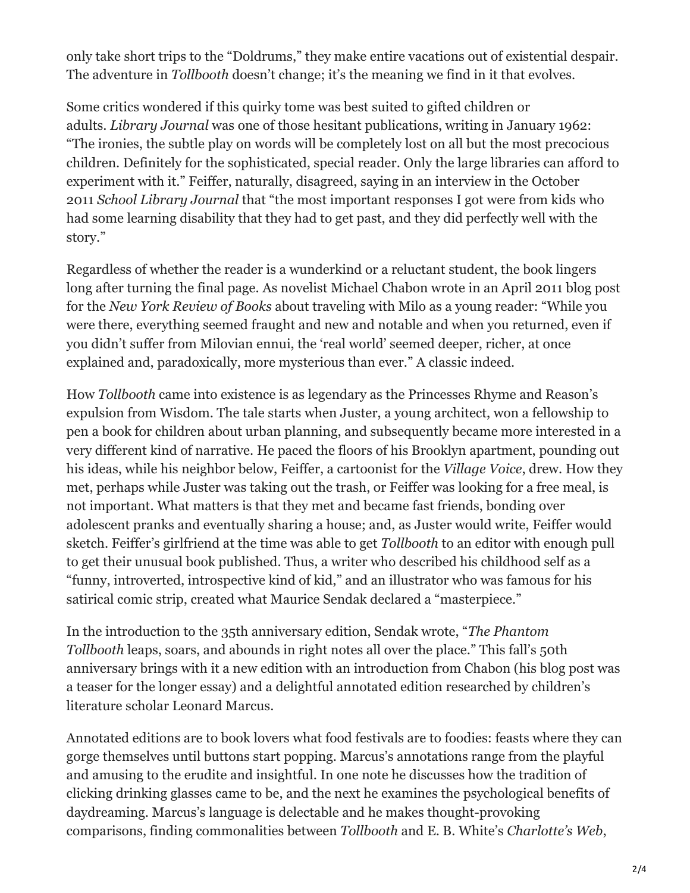only take short trips to the "Doldrums," they make entire vacations out of existential despair. The adventure in *Tollbooth* doesn't change; it's the meaning we find in it that evolves.

Some critics wondered if this quirky tome was best suited to gifted children or adults. *Library Journal* was one of those hesitant publications, writing in January 1962: "The ironies, the subtle play on words will be completely lost on all but the most precocious children. Definitely for the sophisticated, special reader. Only the large libraries can afford to experiment with it." Feiffer, naturally, disagreed, saying in an interview in the October 2011 *School Library Journal* that "the most important responses I got were from kids who had some learning disability that they had to get past, and they did perfectly well with the story."

Regardless of whether the reader is a wunderkind or a reluctant student, the book lingers long after turning the final page. As novelist Michael Chabon wrote in an April 2011 blog post for the *New York Review of Books* about traveling with Milo as a young reader: "While you were there, everything seemed fraught and new and notable and when you returned, even if you didn't suffer from Milovian ennui, the 'real world' seemed deeper, richer, at once explained and, paradoxically, more mysterious than ever." A classic indeed.

How *Tollbooth* came into existence is as legendary as the Princesses Rhyme and Reason's expulsion from Wisdom. The tale starts when Juster, a young architect, won a fellowship to pen a book for children about urban planning, and subsequently became more interested in a very different kind of narrative. He paced the floors of his Brooklyn apartment, pounding out his ideas, while his neighbor below, Feiffer, a cartoonist for the *Village Voice*, drew. How they met, perhaps while Juster was taking out the trash, or Feiffer was looking for a free meal, is not important. What matters is that they met and became fast friends, bonding over adolescent pranks and eventually sharing a house; and, as Juster would write, Feiffer would sketch. Feiffer's girlfriend at the time was able to get *Tollbooth* to an editor with enough pull to get their unusual book published. Thus, a writer who described his childhood self as a "funny, introverted, introspective kind of kid," and an illustrator who was famous for his satirical comic strip, created what Maurice Sendak declared a "masterpiece."

In the introduction to the 35th anniversary edition, Sendak wrote, "*The Phantom Tollbooth* leaps, soars, and abounds in right notes all over the place." This fall's 50th anniversary brings with it a new edition with an introduction from Chabon (his blog post was a teaser for the longer essay) and a delightful annotated edition researched by children's literature scholar Leonard Marcus.

Annotated editions are to book lovers what food festivals are to foodies: feasts where they can gorge themselves until buttons start popping. Marcus's annotations range from the playful and amusing to the erudite and insightful. In one note he discusses how the tradition of clicking drinking glasses came to be, and the next he examines the psychological benefits of daydreaming. Marcus's language is delectable and he makes thought-provoking comparisons, finding commonalities between *Tollbooth* and E. B. White's *Charlotte's Web*,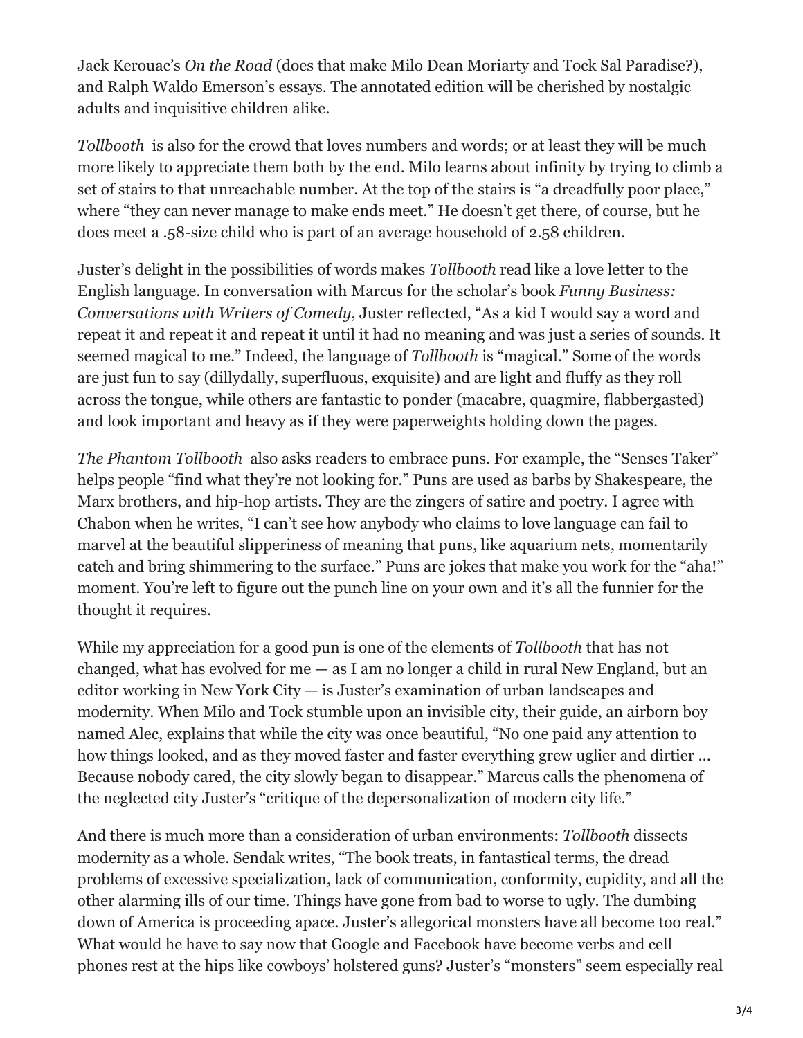Jack Kerouac's *On the Road* (does that make Milo Dean Moriarty and Tock Sal Paradise?), and Ralph Waldo Emerson's essays. The annotated edition will be cherished by nostalgic adults and inquisitive children alike.

*Tollbooth* is also for the crowd that loves numbers and words; or at least they will be much more likely to appreciate them both by the end. Milo learns about infinity by trying to climb a set of stairs to that unreachable number. At the top of the stairs is "a dreadfully poor place," where "they can never manage to make ends meet." He doesn't get there, of course, but he does meet a .58-size child who is part of an average household of 2.58 children.

Juster's delight in the possibilities of words makes *Tollbooth* read like a love letter to the English language. In conversation with Marcus for the scholar's book *Funny Business: Conversations with Writers of Comedy*, Juster reflected, "As a kid I would say a word and repeat it and repeat it and repeat it until it had no meaning and was just a series of sounds. It seemed magical to me." Indeed, the language of *Tollbooth* is "magical." Some of the words are just fun to say (dillydally, superfluous, exquisite) and are light and fluffy as they roll across the tongue, while others are fantastic to ponder (macabre, quagmire, flabbergasted) and look important and heavy as if they were paperweights holding down the pages.

*The Phantom Tollbooth* also asks readers to embrace puns. For example, the "Senses Taker" helps people "find what they're not looking for." Puns are used as barbs by Shakespeare, the Marx brothers, and hip-hop artists. They are the zingers of satire and poetry. I agree with Chabon when he writes, "I can't see how anybody who claims to love language can fail to marvel at the beautiful slipperiness of meaning that puns, like aquarium nets, momentarily catch and bring shimmering to the surface." Puns are jokes that make you work for the "aha!" moment. You're left to figure out the punch line on your own and it's all the funnier for the thought it requires.

While my appreciation for a good pun is one of the elements of *Tollbooth* that has not changed, what has evolved for me — as I am no longer a child in rural New England, but an editor working in New York City — is Juster's examination of urban landscapes and modernity. When Milo and Tock stumble upon an invisible city, their guide, an airborn boy named Alec, explains that while the city was once beautiful, "No one paid any attention to how things looked, and as they moved faster and faster everything grew uglier and dirtier … Because nobody cared, the city slowly began to disappear." Marcus calls the phenomena of the neglected city Juster's "critique of the depersonalization of modern city life."

And there is much more than a consideration of urban environments: *Tollbooth* dissects modernity as a whole. Sendak writes, "The book treats, in fantastical terms, the dread problems of excessive specialization, lack of communication, conformity, cupidity, and all the other alarming ills of our time. Things have gone from bad to worse to ugly. The dumbing down of America is proceeding apace. Juster's allegorical monsters have all become too real." What would he have to say now that Google and Facebook have become verbs and cell phones rest at the hips like cowboys' holstered guns? Juster's "monsters" seem especially real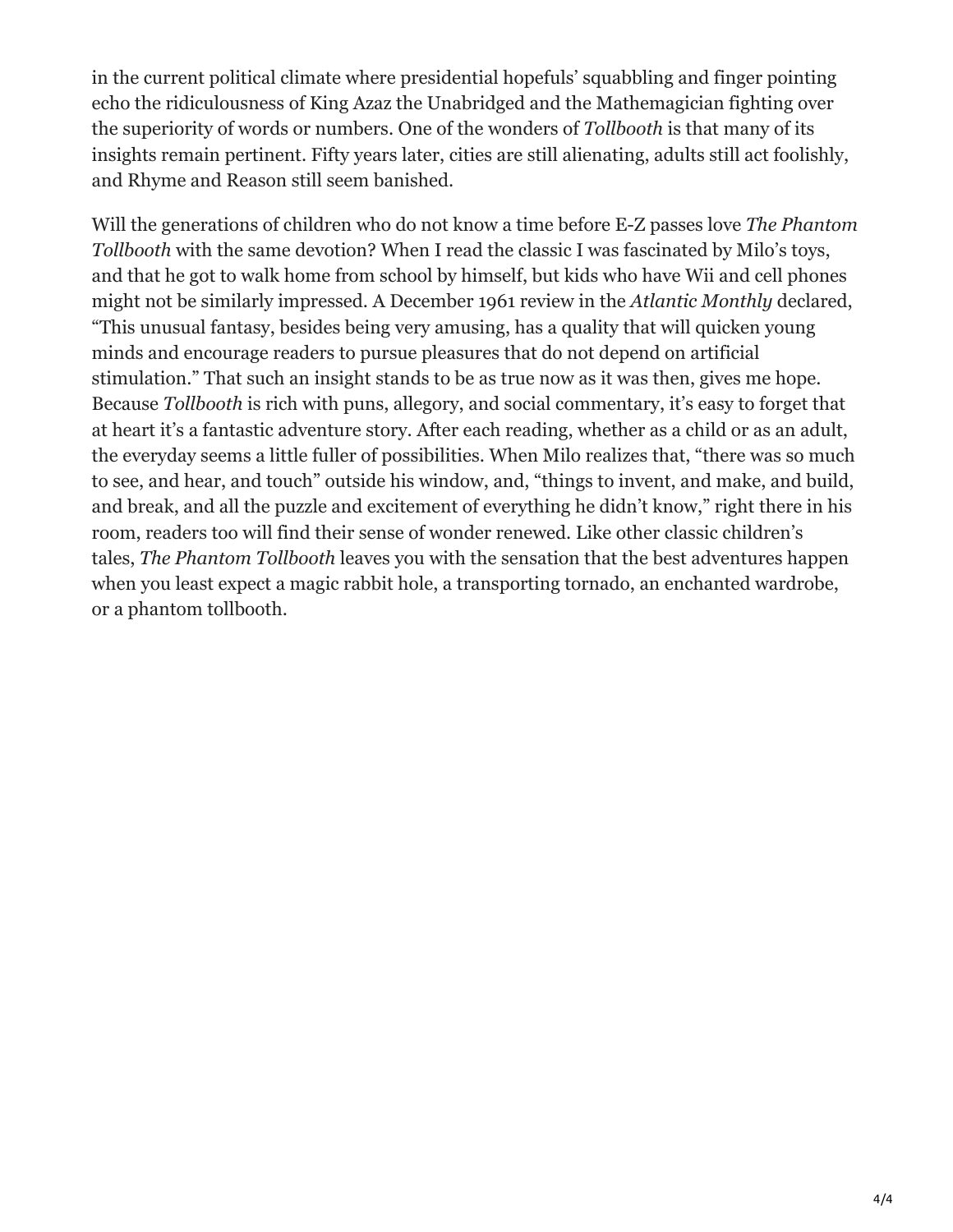in the current political climate where presidential hopefuls' squabbling and finger pointing echo the ridiculousness of King Azaz the Unabridged and the Mathemagician fighting over the superiority of words or numbers. One of the wonders of *Tollbooth* is that many of its insights remain pertinent. Fifty years later, cities are still alienating, adults still act foolishly, and Rhyme and Reason still seem banished.

Will the generations of children who do not know a time before E-Z passes love *The Phantom Tollbooth* with the same devotion? When I read the classic I was fascinated by Milo's toys, and that he got to walk home from school by himself, but kids who have Wii and cell phones might not be similarly impressed. A December 1961 review in the *Atlantic Monthly* declared, "This unusual fantasy, besides being very amusing, has a quality that will quicken young minds and encourage readers to pursue pleasures that do not depend on artificial stimulation." That such an insight stands to be as true now as it was then, gives me hope. Because *Tollbooth* is rich with puns, allegory, and social commentary, it's easy to forget that at heart it's a fantastic adventure story. After each reading, whether as a child or as an adult, the everyday seems a little fuller of possibilities. When Milo realizes that, "there was so much to see, and hear, and touch" outside his window, and, "things to invent, and make, and build, and break, and all the puzzle and excitement of everything he didn't know," right there in his room, readers too will find their sense of wonder renewed. Like other classic children's tales, *The Phantom Tollbooth* leaves you with the sensation that the best adventures happen when you least expect a magic rabbit hole, a transporting tornado, an enchanted wardrobe, or a phantom tollbooth.